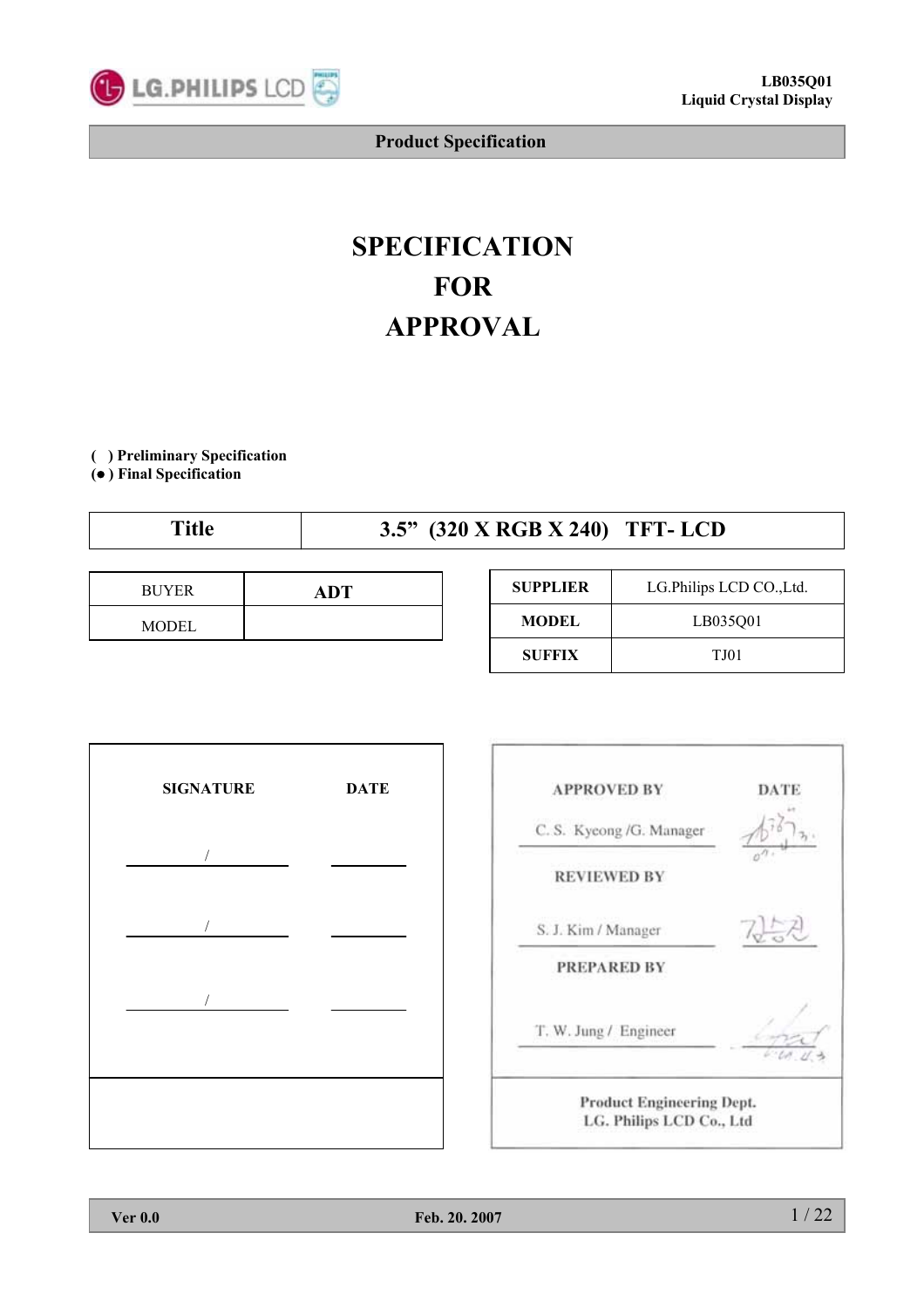LG.PHILIPS LCD

LB035Q01
Liquid Crystal Display

**Product Specification**

# SPECIFICATION
# FOR
# APPROVAL

( ) Preliminary Specification
(● ) Final Specification

| Title | 3.5" (320 X RGB X 240) TFT- LCD |
|---|---|

| BUYER | ADT |
|---|---|
| MODEL | |

| SUPPLIER | LG.Philips LCD CO.,Ltd. |
|---|---|
| MODEL | LB035Q01 |
| SUFFIX | TJ01 |

| SIGNATURE | DATE |
|---|---|
| / | |
| / | |
| / | |

| APPROVED BY | DATE |
|---|---|
| C. S. Kyeong /G. Manager | |
| **REVIEWED BY** | |
| S. J. Kim / Manager | |
| **PREPARED BY** | |
| T. W. Jung / Engineer | |
| Product Engineering Dept. LG. Philips LCD Co., Ltd | |

Ver 0.0 Feb. 20. 2007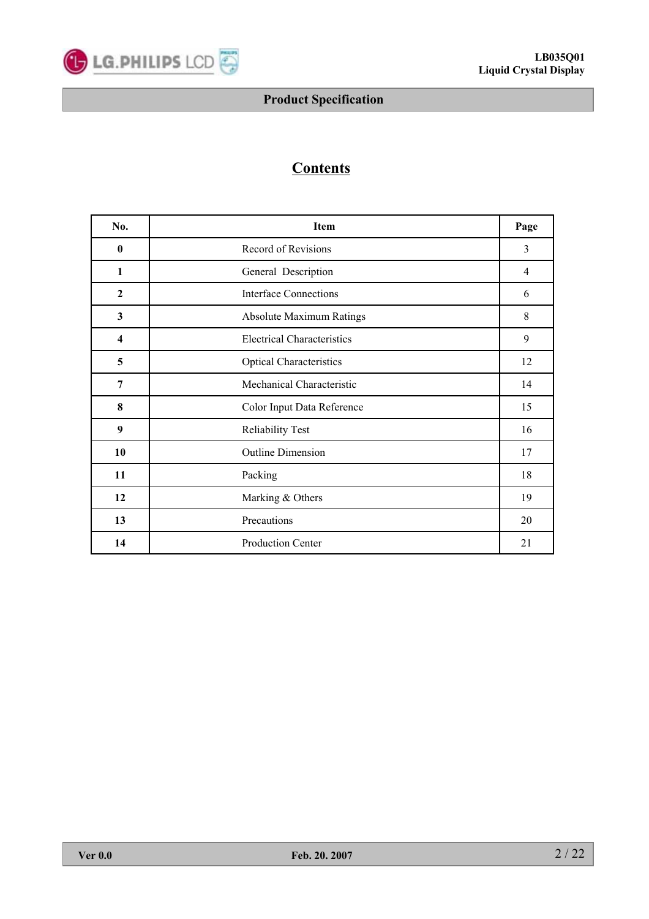# Product Specification

## Contents

| No. | Item | Page |
|---|---|---|
| 0 | Record of Revisions | 3 |
| 1 | General Description | 4 |
| 2 | Interface Connections | 6 |
| 3 | Absolute Maximum Ratings | 8 |
| 4 | Electrical Characteristics | 9 |
| 5 | Optical Characteristics | 12 |
| 7 | Mechanical Characteristic | 14 |
| 8 | Color Input Data Reference | 15 |
| 9 | Reliability Test | 16 |
| 10 | Outline Dimension | 17 |
| 11 | Packing | 18 |
| 12 | Marking & Others | 19 |
| 13 | Precautions | 20 |
| 14 | Production Center | 21 |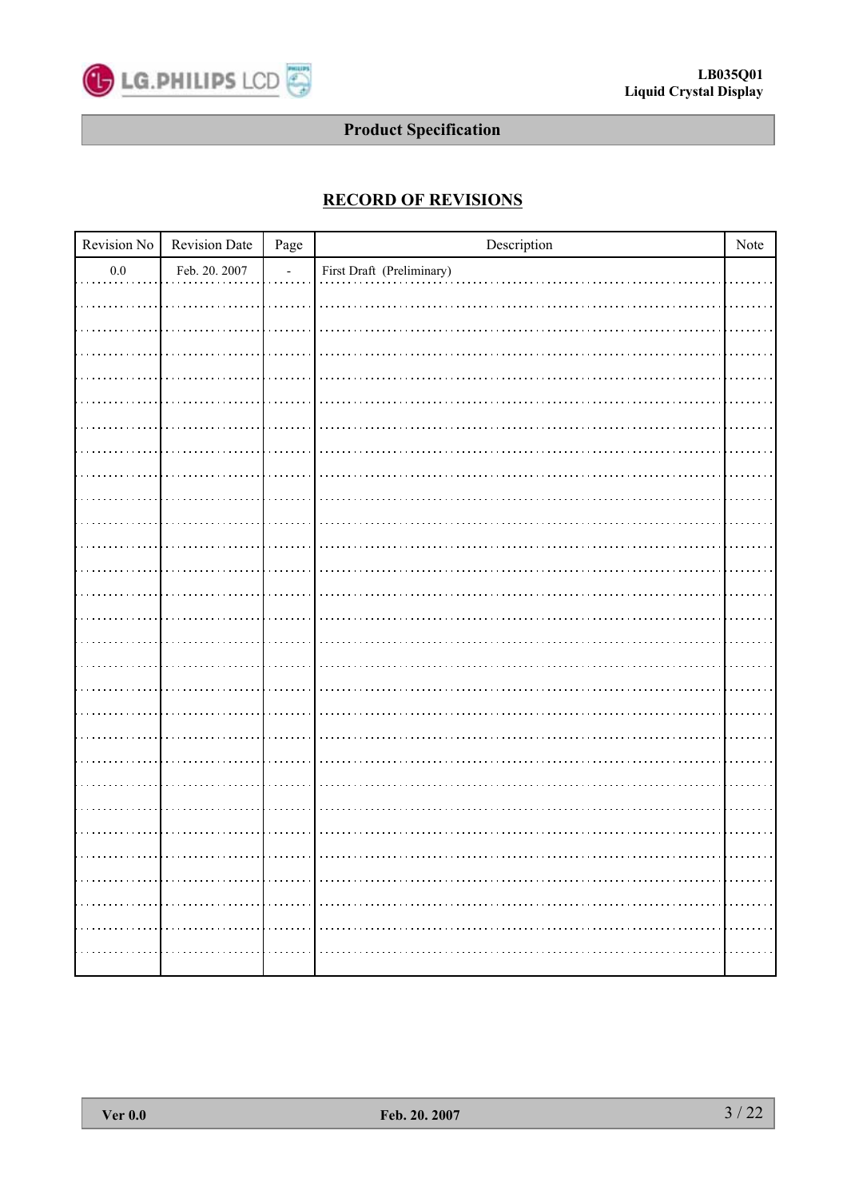## RECORD OF REVISIONS

| Revision No | Revision Date | Page | Description | Note |
|---|---|---|---|---|
| 0.0 | Feb. 20. 2007 | - | First Draft (Preliminary) | |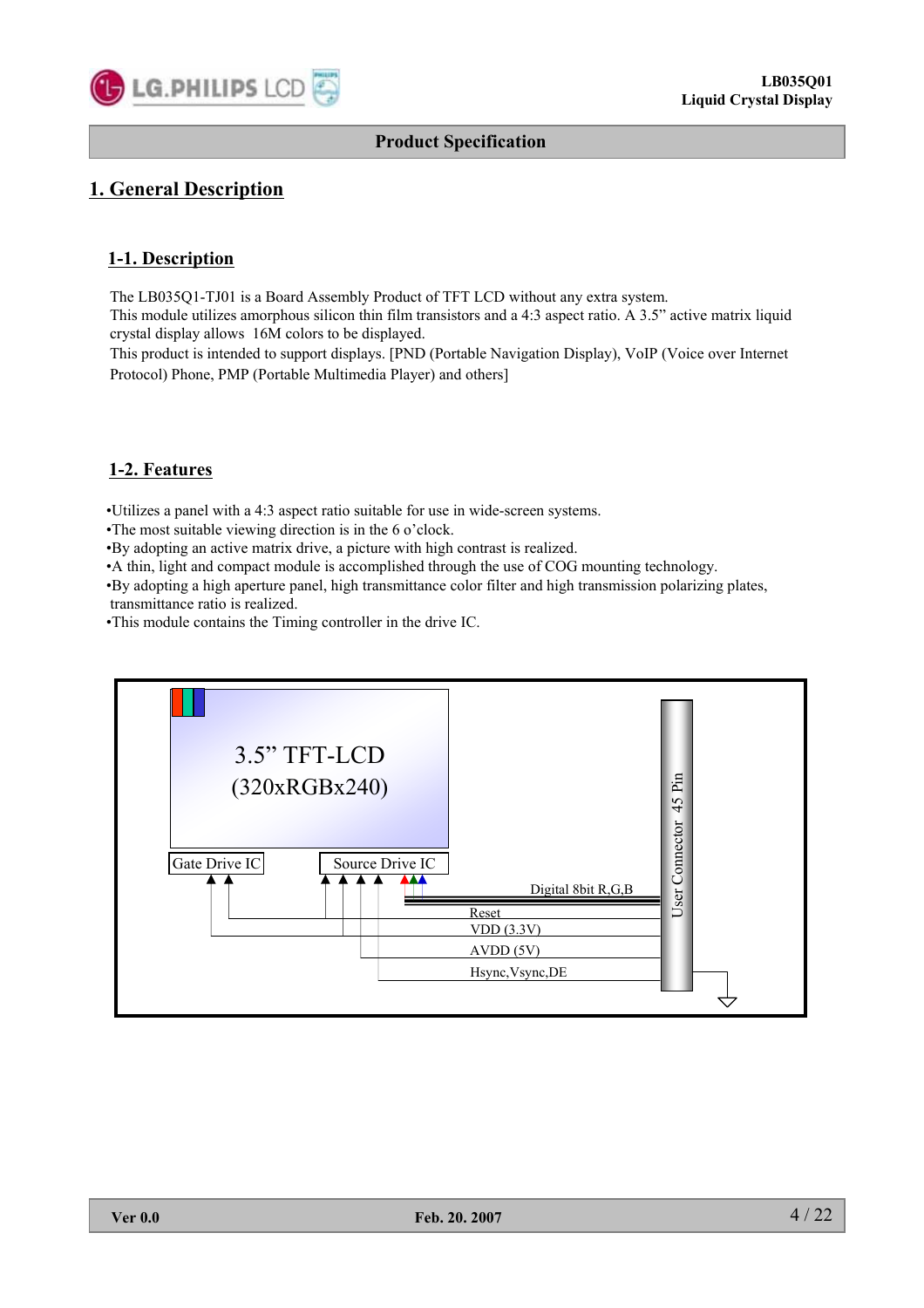## Product Specification

# 1. General Description

## 1-1. Description

The LB035Q1-TJ01 is a Board Assembly Product of TFT LCD without any extra system.
This module utilizes amorphous silicon thin film transistors and a 4:3 aspect ratio. A 3.5" active matrix liquid crystal display allows 16M colors to be displayed.
This product is intended to support displays. [PND (Portable Navigation Display), VoIP (Voice over Internet Protocol) Phone, PMP (Portable Multimedia Player) and others]

## 1-2. Features

- Utilizes a panel with a 4:3 aspect ratio suitable for use in wide-screen systems.
- The most suitable viewing direction is in the 6 o'clock.
- By adopting an active matrix drive, a picture with high contrast is realized.
- A thin, light and compact module is accomplished through the use of COG mounting technology.
- By adopting a high aperture panel, high transmittance color filter and high transmission polarizing plates, transmittance ratio is realized.
- This module contains the Timing controller in the drive IC.

3.5" TFT-LCD (320xRGBx240)

Gate Drive IC

Source Drive IC

Digital 8bit R,G,B

Reset

VDD (3.3V)

AVDD (5V)

Hsync,Vsync,DE

User Connector 45 Pin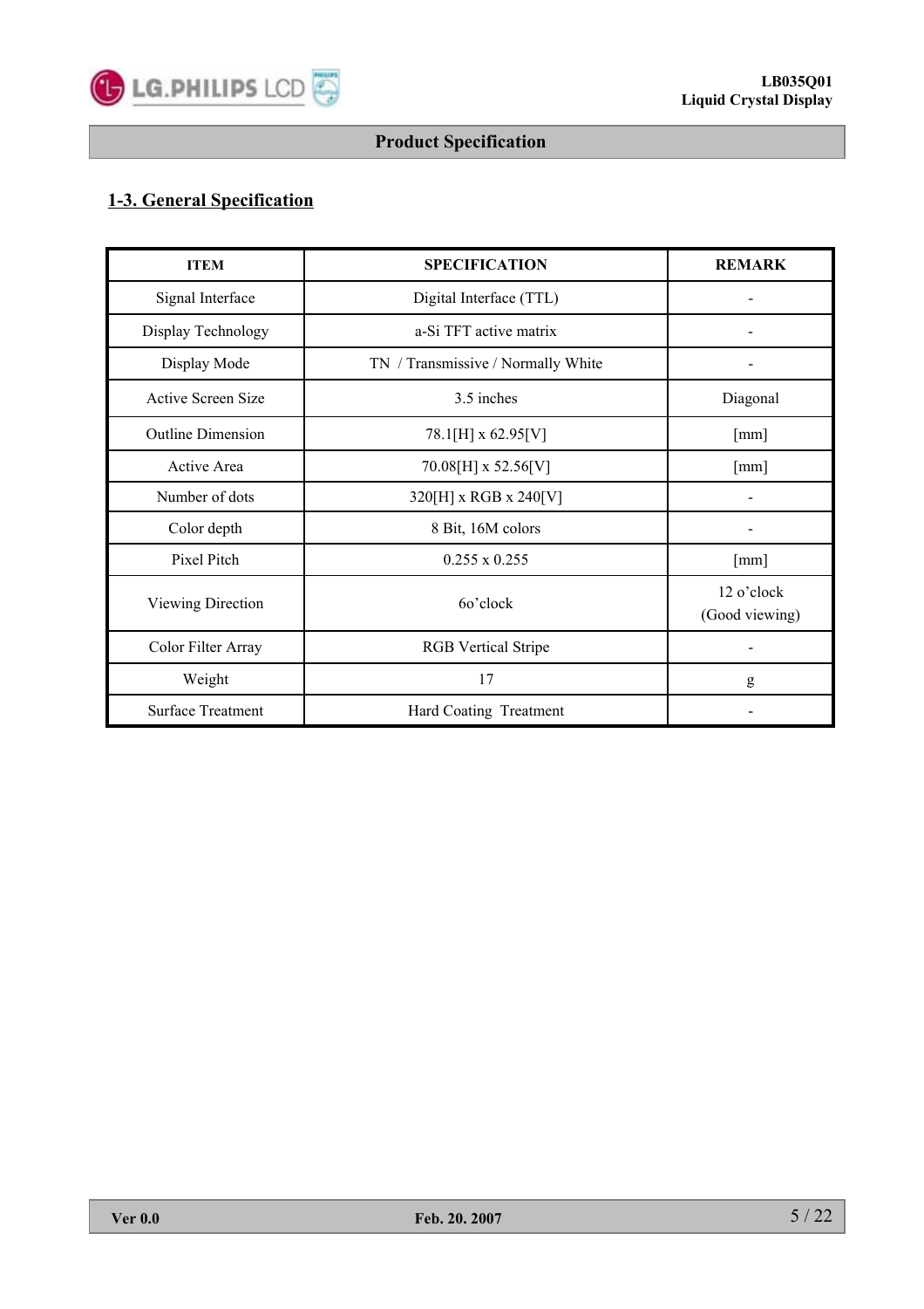## 1-3. General Specification

| ITEM | SPECIFICATION | REMARK |
|---|---|---|
| Signal Interface | Digital Interface (TTL) | - |
| Display Technology | a-Si TFT active matrix | - |
| Display Mode | TN / Transmissive / Normally White | - |
| Active Screen Size | 3.5 inches | Diagonal |
| Outline Dimension | 78.1[H] x 62.95[V] | [mm] |
| Active Area | 70.08[H] x 52.56[V] | [mm] |
| Number of dots | 320[H] x RGB x 240[V] | - |
| Color depth | 8 Bit, 16M colors | - |
| Pixel Pitch | 0.255 x 0.255 | [mm] |
| Viewing Direction | 6o'clock | 12 o'clock (Good viewing) |
| Color Filter Array | RGB Vertical Stripe | - |
| Weight | 17 | g |
| Surface Treatment | Hard Coating Treatment | - |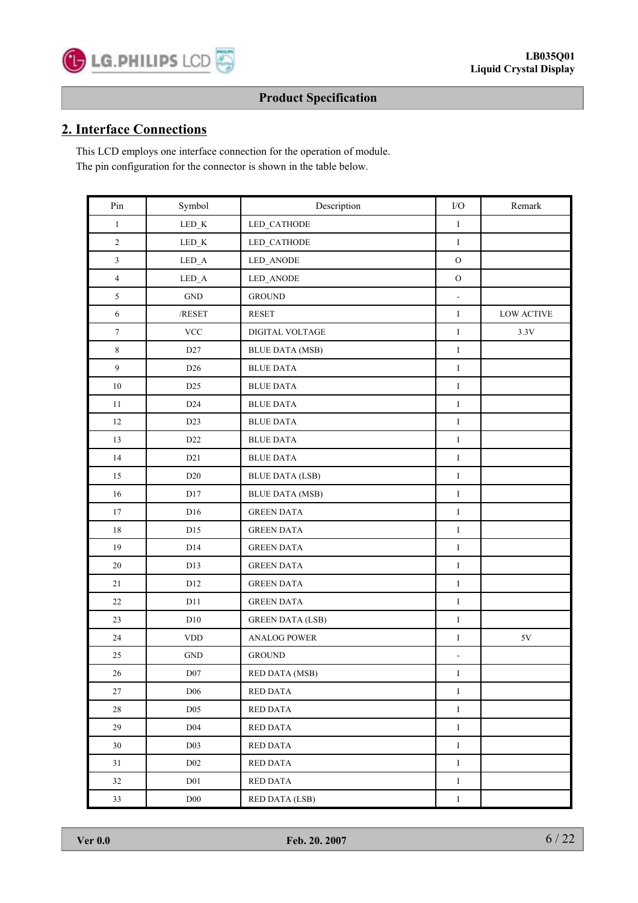## 2. Interface Connections

This LCD employs one interface connection for the operation of module.
The pin configuration for the connector is shown in the table below.

| Pin | Symbol | Description | I/O | Remark |
|---|---|---|---|---|
| 1 | LED_K | LED_CATHODE | I | |
| 2 | LED_K | LED_CATHODE | I | |
| 3 | LED_A | LED_ANODE | O | |
| 4 | LED_A | LED_ANODE | O | |
| 5 | GND | GROUND | - | |
| 6 | /RESET | RESET | I | LOW ACTIVE |
| 7 | VCC | DIGITAL VOLTAGE | I | 3.3V |
| 8 | D27 | BLUE DATA (MSB) | I | |
| 9 | D26 | BLUE DATA | I | |
| 10 | D25 | BLUE DATA | I | |
| 11 | D24 | BLUE DATA | I | |
| 12 | D23 | BLUE DATA | I | |
| 13 | D22 | BLUE DATA | I | |
| 14 | D21 | BLUE DATA | I | |
| 15 | D20 | BLUE DATA (LSB) | I | |
| 16 | D17 | BLUE DATA (MSB) | I | |
| 17 | D16 | GREEN DATA | I | |
| 18 | D15 | GREEN DATA | I | |
| 19 | D14 | GREEN DATA | I | |
| 20 | D13 | GREEN DATA | I | |
| 21 | D12 | GREEN DATA | I | |
| 22 | D11 | GREEN DATA | I | |
| 23 | D10 | GREEN DATA (LSB) | I | |
| 24 | VDD | ANALOG POWER | I | 5V |
| 25 | GND | GROUND | - | |
| 26 | D07 | RED DATA (MSB) | I | |
| 27 | D06 | RED DATA | I | |
| 28 | D05 | RED DATA | I | |
| 29 | D04 | RED DATA | I | |
| 30 | D03 | RED DATA | I | |
| 31 | D02 | RED DATA | I | |
| 32 | D01 | RED DATA | I | |
| 33 | D00 | RED DATA (LSB) | I | |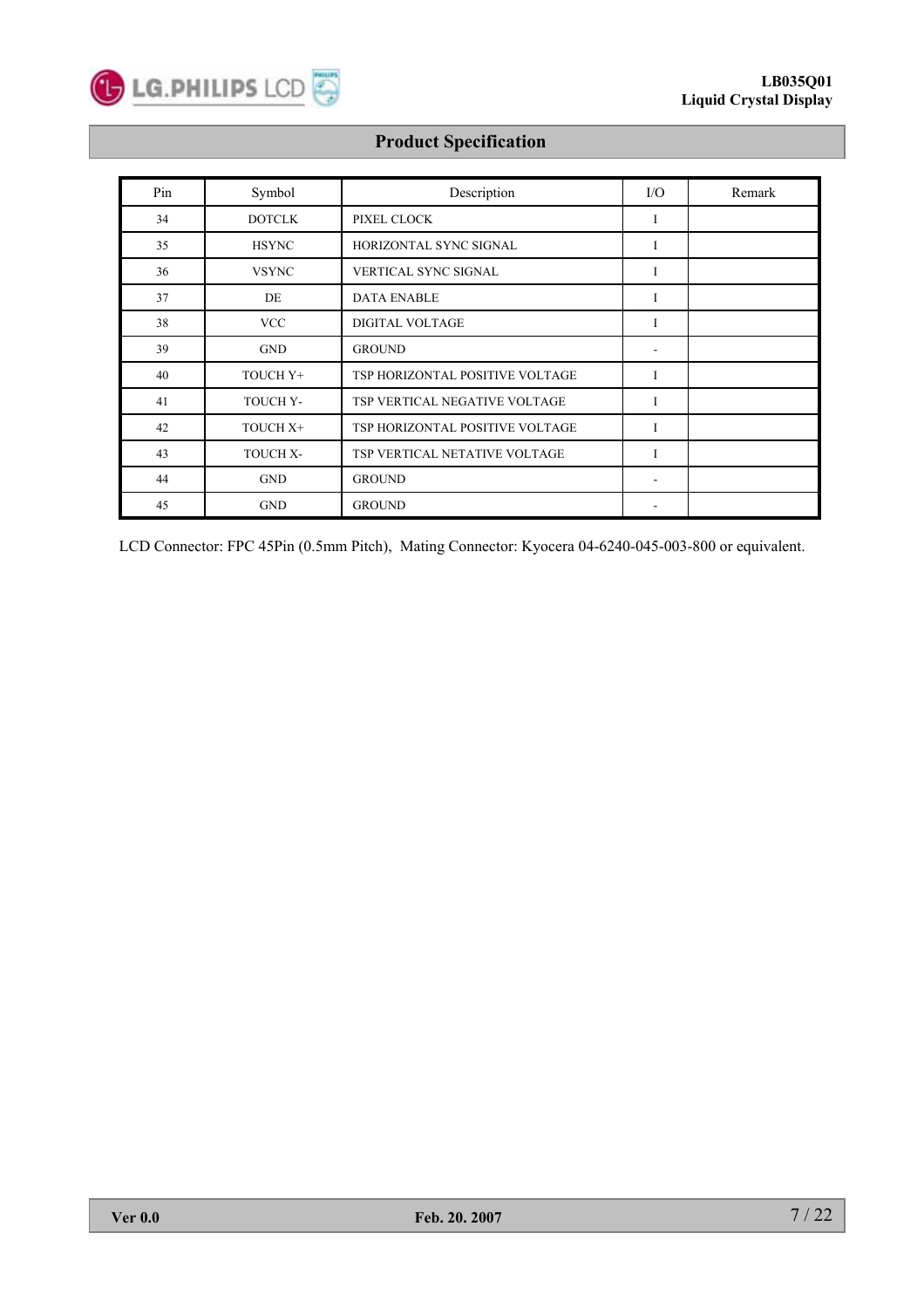| Pin | Symbol | Description | I/O | Remark |
|---|---|---|---|---|
| 34 | DOTCLK | PIXEL CLOCK | I | |
| 35 | HSYNC | HORIZONTAL SYNC SIGNAL | I | |
| 36 | VSYNC | VERTICAL SYNC SIGNAL | I | |
| 37 | DE | DATA ENABLE | I | |
| 38 | VCC | DIGITAL VOLTAGE | I | |
| 39 | GND | GROUND | - | |
| 40 | TOUCH Y+ | TSP HORIZONTAL POSITIVE VOLTAGE | I | |
| 41 | TOUCH Y- | TSP VERTICAL NEGATIVE VOLTAGE | I | |
| 42 | TOUCH X+ | TSP HORIZONTAL POSITIVE VOLTAGE | I | |
| 43 | TOUCH X- | TSP VERTICAL NETATIVE VOLTAGE | I | |
| 44 | GND | GROUND | - | |
| 45 | GND | GROUND | - | |

LCD Connector: FPC 45Pin (0.5mm Pitch), Mating Connector: Kyocera 04-6240-045-003-800 or equivalent.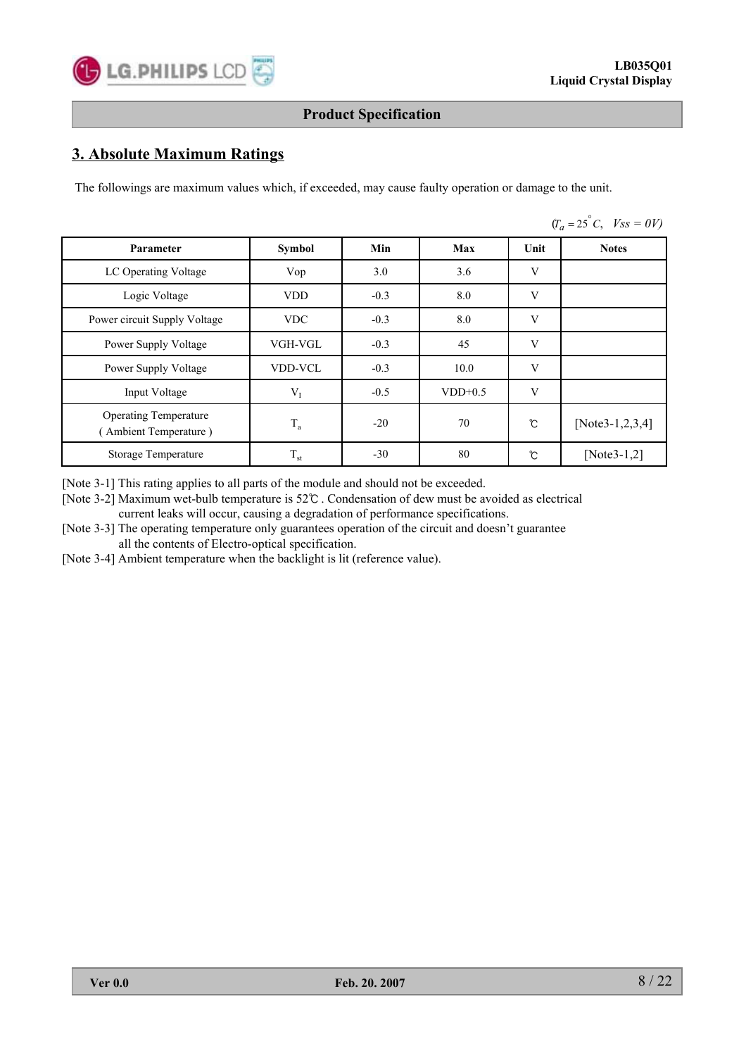## 3. Absolute Maximum Ratings

The followings are maximum values which, if exceeded, may cause faulty operation or damage to the unit.

($T_a = 25^{\circ}C$, $Vss = 0V$)

| Parameter | Symbol | Min | Max | Unit | Notes |
|---|---|---|---|---|---|
| LC Operating Voltage | Vop | 3.0 | 3.6 | V | |
| Logic Voltage | VDD | -0.3 | 8.0 | V | |
| Power circuit Supply Voltage | VDC | -0.3 | 8.0 | V | |
| Power Supply Voltage | VGH-VGL | -0.3 | 45 | V | |
| Power Supply Voltage | VDD-VCL | -0.3 | 10.0 | V | |
| Input Voltage | $V_I$ | -0.5 | VDD+0.5 | V | |
| Operating Temperature ( Ambient Temperature ) | $T_a$ | -20 | 70 | ℃ | [Note3-1,2,3,4] |
| Storage Temperature | $T_{st}$ | -30 | 80 | ℃ | [Note3-1,2] |

[Note 3-1] This rating applies to all parts of the module and should not be exceeded.
[Note 3-2] Maximum wet-bulb temperature is 52℃ . Condensation of dew must be avoided as electrical current leaks will occur, causing a degradation of performance specifications.
[Note 3-3] The operating temperature only guarantees operation of the circuit and doesn't guarantee all the contents of Electro-optical specification.
[Note 3-4] Ambient temperature when the backlight is lit (reference value).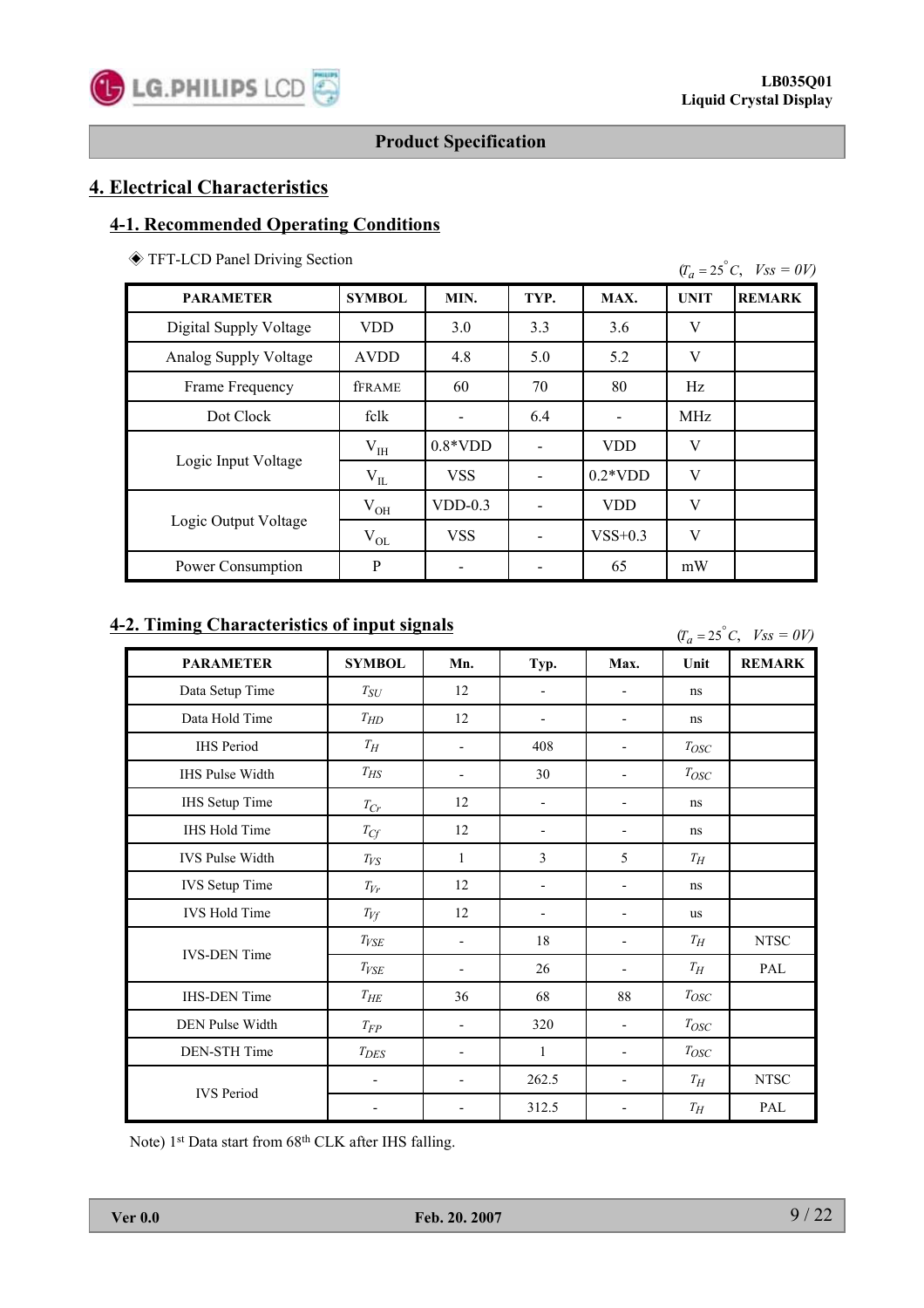## 4. Electrical Characteristics

### 4-1. Recommended Operating Conditions

◈ TFT-LCD Panel Driving Section

($T_a = 25^{\circ}C$, $Vss = 0V$)

| PARAMETER | SYMBOL | MIN. | TYP. | MAX. | UNIT | REMARK |
|---|---|---|---|---|---|---|
| Digital Supply Voltage | VDD | 3.0 | 3.3 | 3.6 | V | |
| Analog Supply Voltage | AVDD | 4.8 | 5.0 | 5.2 | V | |
| Frame Frequency | $f_{FRAME}$ | 60 | 70 | 80 | Hz | |
| Dot Clock | fclk | - | 6.4 | - | MHz | |
| Logic Input Voltage | $V_{IH}$ | 0.8*VDD | - | VDD | V | |
| | $V_{IL}$ | VSS | - | 0.2*VDD | V | |
| Logic Output Voltage | $V_{OH}$ | VDD-0.3 | - | VDD | V | |
| | $V_{OL}$ | VSS | - | VSS+0.3 | V | |
| Power Consumption | P | - | - | 65 | mW | |

### 4-2. Timing Characteristics of input signals

($T_a = 25^{\circ}C$, $Vss = 0V$)

| PARAMETER | SYMBOL | Mn. | Typ. | Max. | Unit | REMARK |
|---|---|---|---|---|---|---|
| Data Setup Time | $T_{SU}$ | 12 | - | - | ns | |
| Data Hold Time | $T_{HD}$ | 12 | - | - | ns | |
| IHS Period | $T_H$ | - | 408 | - | $T_{OSC}$ | |
| IHS Pulse Width | $T_{HS}$ | - | 30 | - | $T_{OSC}$ | |
| IHS Setup Time | $T_{Cr}$ | 12 | - | - | ns | |
| IHS Hold Time | $T_{Cf}$ | 12 | - | - | ns | |
| IVS Pulse Width | $T_{VS}$ | 1 | 3 | 5 | $T_H$ | |
| IVS Setup Time | $T_{Vr}$ | 12 | - | - | ns | |
| IVS Hold Time | $T_{Vf}$ | 12 | - | - | us | |
| IVS-DEN Time | $T_{VSE}$ | - | 18 | - | $T_H$ | NTSC |
| | $T_{VSE}$ | - | 26 | - | $T_H$ | PAL |
| IHS-DEN Time | $T_{HE}$ | 36 | 68 | 88 | $T_{OSC}$ | |
| DEN Pulse Width | $T_{FP}$ | - | 320 | - | $T_{OSC}$ | |
| DEN-STH Time | $T_{DES}$ | - | 1 | - | $T_{OSC}$ | |
| IVS Period | - | - | 262.5 | - | $T_H$ | NTSC |
| | - | - | 312.5 | - | $T_H$ | PAL |

Note) 1st Data start from 68th CLK after IHS falling.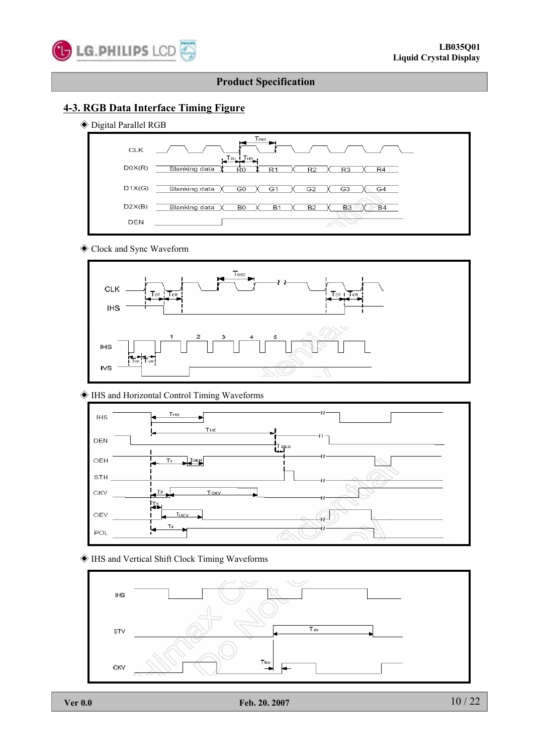## 4-3. RGB Data Interface Timing Figure

◈ Digital Parallel RGB

◈ Clock and Sync Waveform

◈ IHS and Horizontal Control Timing Waveforms

◈ IHS and Vertical Shift Clock Timing Waveforms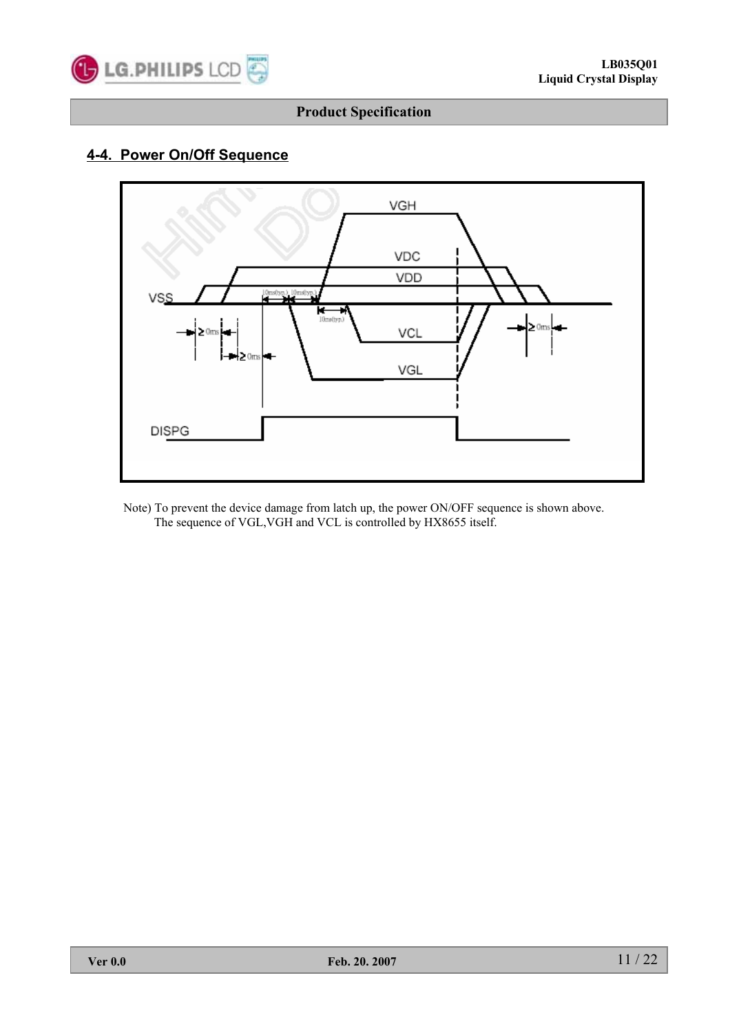## 4-4. Power On/Off Sequence

Note) To prevent the device damage from latch up, the power ON/OFF sequence is shown above.
The sequence of VGL,VGH and VCL is controlled by HX8655 itself.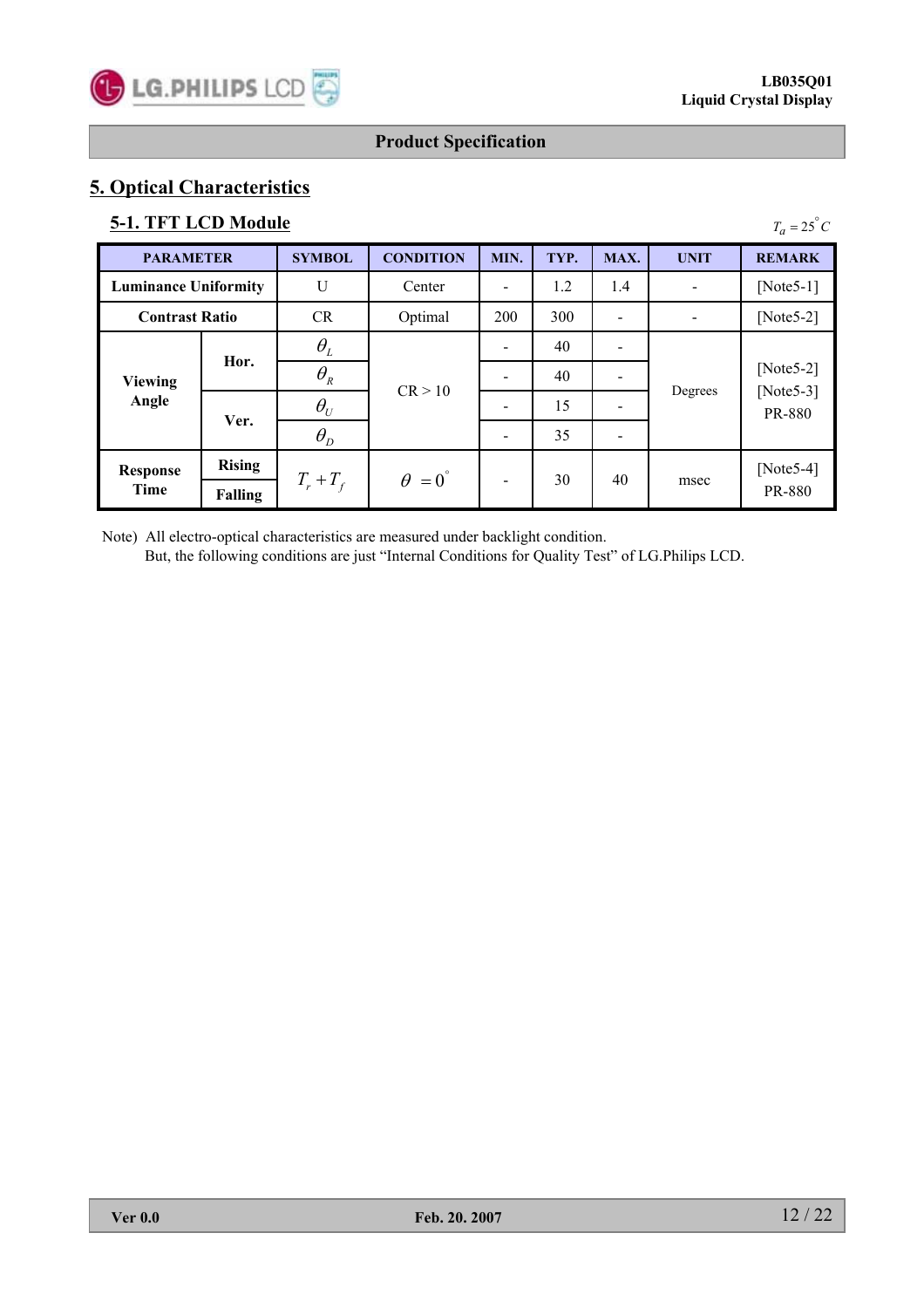## 5. Optical Characteristics

### 5-1. TFT LCD Module

$T_a = 25^{\circ}C$

| PARAMETER | | SYMBOL | CONDITION | MIN. | TYP. | MAX. | UNIT | REMARK |
|---|---|---|---|---|---|---|---|---|
| Luminance Uniformity | | U | Center | - | 1.2 | 1.4 | - | [Note5-1] |
| Contrast Ratio | | CR | Optimal | 200 | 300 | - | - | [Note5-2] |
| Viewing Angle | Hor. | $\theta_L$ | CR > 10 | - | 40 | - | Degrees | [Note5-2] [Note5-3] PR-880 |
| | | $\theta_R$ | | - | 40 | - | | |
| | Ver. | $\theta_U$ | | - | 15 | - | | |
| | | $\theta_D$ | | - | 35 | - | | |
| Response Time | Rising / Falling | $T_r + T_f$ | $\theta = 0^{\circ}$ | - | 30 | 40 | msec | [Note5-4] PR-880 |

Note) All electro-optical characteristics are measured under backlight condition.
But, the following conditions are just "Internal Conditions for Quality Test" of LG.Philips LCD.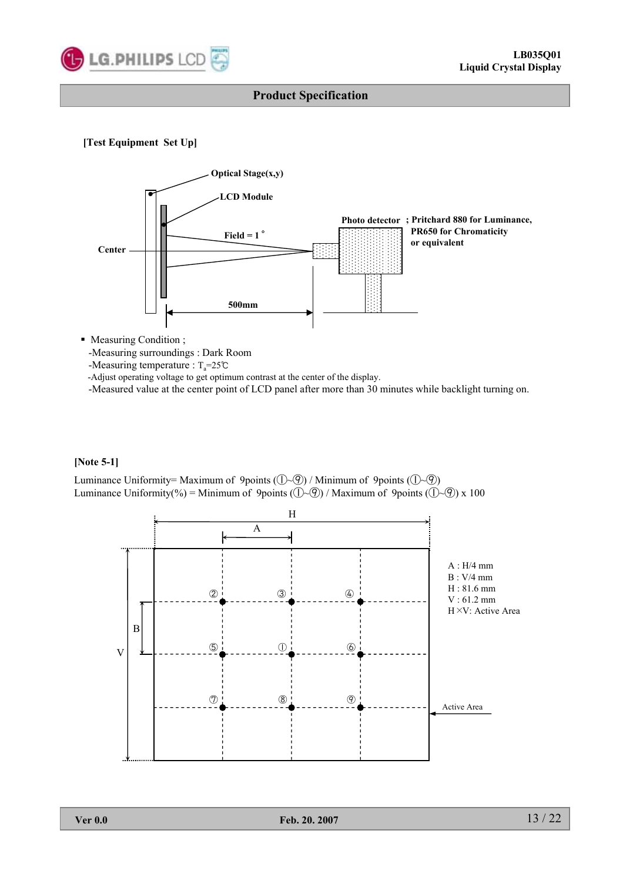## Product Specification

**[Test Equipment Set Up]**

Optical Stage(x,y)

LCD Module

Photo detector ; Pritchard 880 for Luminance, PR650 for Chromaticity or equivalent

Field = 1°

Center

500mm

- Measuring Condition ;
  - -Measuring surroundings : Dark Room
  - -Measuring temperature : $T_a$=25℃
  - -Adjust operating voltage to get optimum contrast at the center of the display.
  - -Measured value at the center point of LCD panel after more than 30 minutes while backlight turning on.

**[Note 5-1]**

Luminance Uniformity= Maximum of 9points (①~⑨) / Minimum of 9points (①~⑨)

Luminance Uniformity(%) = Minimum of 9points (①~⑨) / Maximum of 9points (①~⑨) x 100

A : H/4 mm
B : V/4 mm
H : 81.6 mm
V : 61.2 mm
H×V: Active Area

Active Area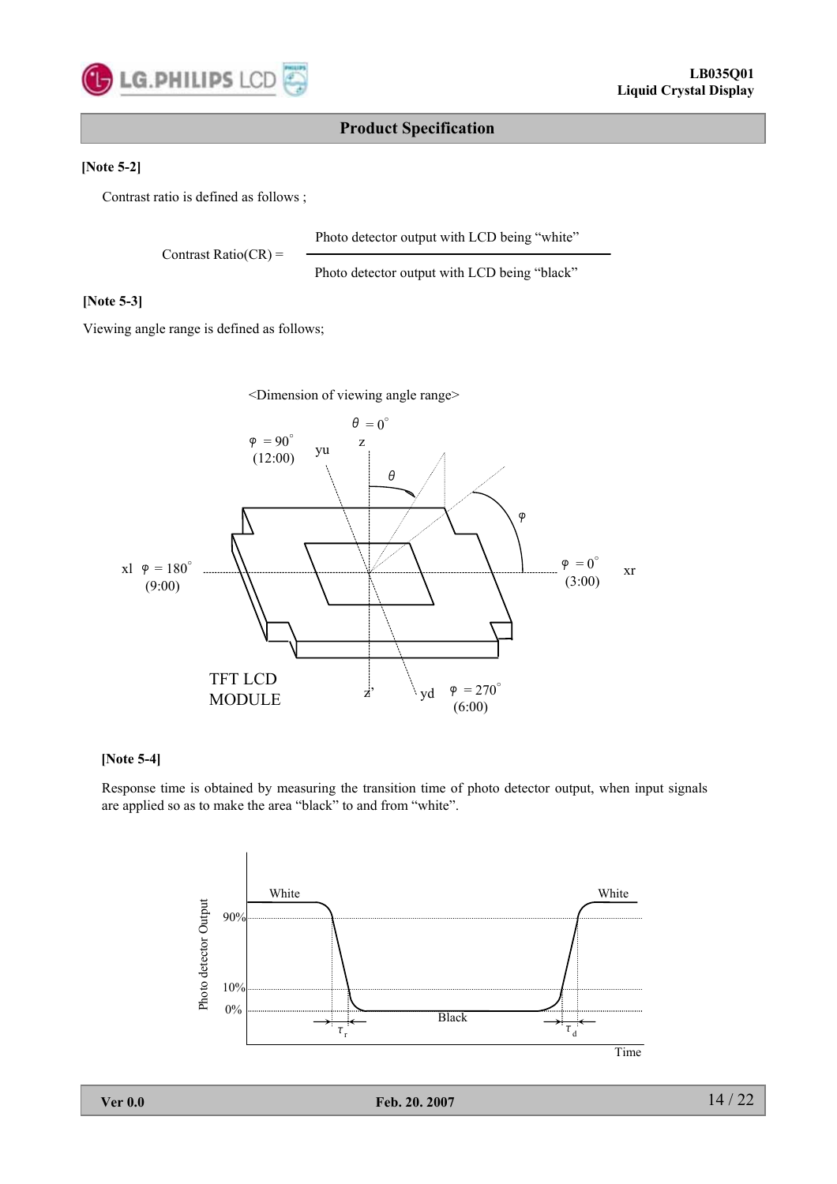**[Note 5-2]**

Contrast ratio is defined as follows ;

$$\text{Contrast Ratio(CR)} = \frac{\text{Photo detector output with LCD being “white”}}{\text{Photo detector output with LCD being “black”}}$$

**[Note 5-3]**

Viewing angle range is defined as follows;

<Dimension of viewing angle range>

**[Note 5-4]**

Response time is obtained by measuring the transition time of photo detector output, when input signals are applied so as to make the area “black” to and from “white”.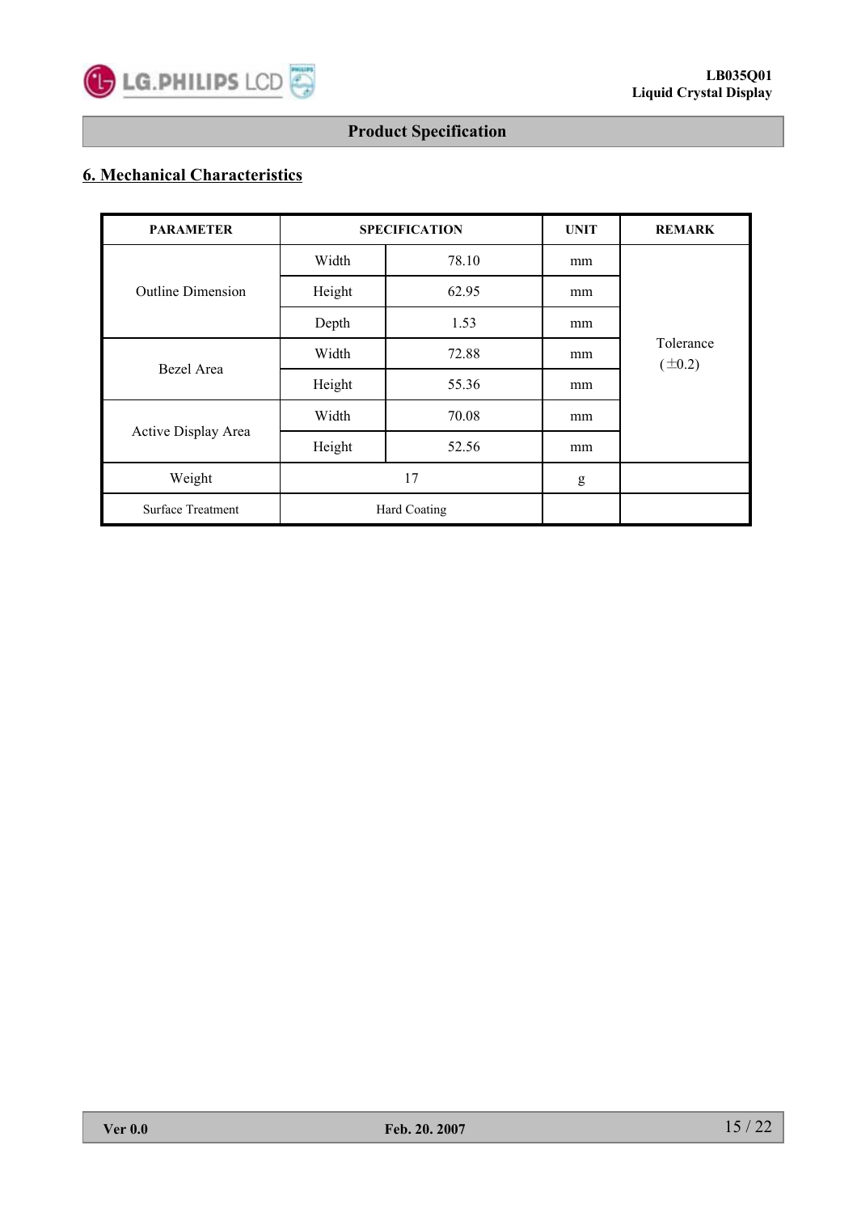## 6. Mechanical Characteristics

| PARAMETER | SPECIFICATION | | UNIT | REMARK |
|---|---|---|---|---|
| Outline Dimension | Width | 78.10 | mm | Tolerance (±0.2) |
| | Height | 62.95 | mm | |
| | Depth | 1.53 | mm | |
| Bezel Area | Width | 72.88 | mm | |
| | Height | 55.36 | mm | |
| Active Display Area | Width | 70.08 | mm | |
| | Height | 52.56 | mm | |
| Weight | 17 | | g | |
| Surface Treatment | Hard Coating | | | |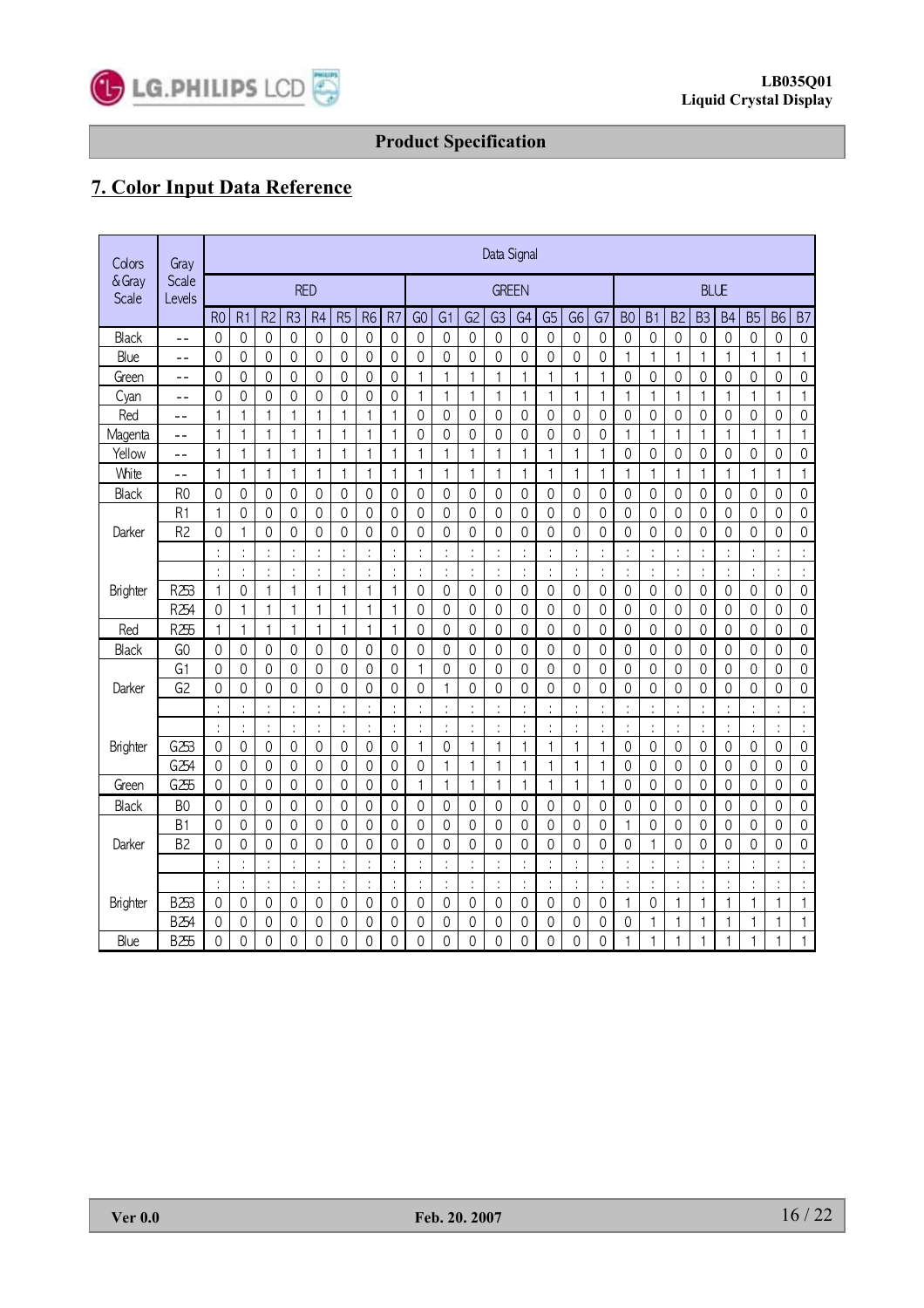## 7. Color Input Data Reference

| Colors & Gray Scale | Gray Scale Levels | Data Signal | | | | | | | | | | | | | | | | | | | | | | | |
|---|---|---|---|---|---|---|---|---|---|---|---|---|---|---|---|---|---|---|---|---|---|---|---|---|---|
| | | RED | | | | | | | | GREEN | | | | | | | | BLUE | | | | | | | |
| | | R0 | R1 | R2 | R3 | R4 | R5 | R6 | R7 | G0 | G1 | G2 | G3 | G4 | G5 | G6 | G7 | B0 | B1 | B2 | B3 | B4 | B5 | B6 | B7 |
| Black | -- | 0 | 0 | 0 | 0 | 0 | 0 | 0 | 0 | 0 | 0 | 0 | 0 | 0 | 0 | 0 | 0 | 0 | 0 | 0 | 0 | 0 | 0 | 0 | 0 |
| Blue | -- | 0 | 0 | 0 | 0 | 0 | 0 | 0 | 0 | 0 | 0 | 0 | 0 | 0 | 0 | 0 | 0 | 1 | 1 | 1 | 1 | 1 | 1 | 1 | 1 |
| Green | -- | 0 | 0 | 0 | 0 | 0 | 0 | 0 | 0 | 1 | 1 | 1 | 1 | 1 | 1 | 1 | 1 | 0 | 0 | 0 | 0 | 0 | 0 | 0 | 0 |
| Cyan | -- | 0 | 0 | 0 | 0 | 0 | 0 | 0 | 0 | 1 | 1 | 1 | 1 | 1 | 1 | 1 | 1 | 1 | 1 | 1 | 1 | 1 | 1 | 1 | 1 |
| Red | -- | 1 | 1 | 1 | 1 | 1 | 1 | 1 | 1 | 0 | 0 | 0 | 0 | 0 | 0 | 0 | 0 | 0 | 0 | 0 | 0 | 0 | 0 | 0 | 0 |
| Magenta | -- | 1 | 1 | 1 | 1 | 1 | 1 | 1 | 1 | 0 | 0 | 0 | 0 | 0 | 0 | 0 | 0 | 1 | 1 | 1 | 1 | 1 | 1 | 1 | 1 |
| Yellow | -- | 1 | 1 | 1 | 1 | 1 | 1 | 1 | 1 | 1 | 1 | 1 | 1 | 1 | 1 | 1 | 1 | 0 | 0 | 0 | 0 | 0 | 0 | 0 | 0 |
| White | -- | 1 | 1 | 1 | 1 | 1 | 1 | 1 | 1 | 1 | 1 | 1 | 1 | 1 | 1 | 1 | 1 | 1 | 1 | 1 | 1 | 1 | 1 | 1 | 1 |
| Black | R0 | 0 | 0 | 0 | 0 | 0 | 0 | 0 | 0 | 0 | 0 | 0 | 0 | 0 | 0 | 0 | 0 | 0 | 0 | 0 | 0 | 0 | 0 | 0 | 0 |
| Darker | R1 | 1 | 0 | 0 | 0 | 0 | 0 | 0 | 0 | 0 | 0 | 0 | 0 | 0 | 0 | 0 | 0 | 0 | 0 | 0 | 0 | 0 | 0 | 0 | 0 |
| | R2 | 0 | 1 | 0 | 0 | 0 | 0 | 0 | 0 | 0 | 0 | 0 | 0 | 0 | 0 | 0 | 0 | 0 | 0 | 0 | 0 | 0 | 0 | 0 | 0 |
| | | : | : | : | : | : | : | : | : | : | : | : | : | : | : | : | : | : | : | : | : | : | : | : | : |
| | | : | : | : | : | : | : | : | : | : | : | : | : | : | : | : | : | : | : | : | : | : | : | : | : |
| Brighter | R253 | 1 | 0 | 1 | 1 | 1 | 1 | 1 | 1 | 0 | 0 | 0 | 0 | 0 | 0 | 0 | 0 | 0 | 0 | 0 | 0 | 0 | 0 | 0 | 0 |
| | R254 | 0 | 1 | 1 | 1 | 1 | 1 | 1 | 1 | 0 | 0 | 0 | 0 | 0 | 0 | 0 | 0 | 0 | 0 | 0 | 0 | 0 | 0 | 0 | 0 |
| Red | R255 | 1 | 1 | 1 | 1 | 1 | 1 | 1 | 1 | 0 | 0 | 0 | 0 | 0 | 0 | 0 | 0 | 0 | 0 | 0 | 0 | 0 | 0 | 0 | 0 |
| Black | G0 | 0 | 0 | 0 | 0 | 0 | 0 | 0 | 0 | 0 | 0 | 0 | 0 | 0 | 0 | 0 | 0 | 0 | 0 | 0 | 0 | 0 | 0 | 0 | 0 |
| Darker | G1 | 0 | 0 | 0 | 0 | 0 | 0 | 0 | 0 | 1 | 0 | 0 | 0 | 0 | 0 | 0 | 0 | 0 | 0 | 0 | 0 | 0 | 0 | 0 | 0 |
| | G2 | 0 | 0 | 0 | 0 | 0 | 0 | 0 | 0 | 0 | 1 | 0 | 0 | 0 | 0 | 0 | 0 | 0 | 0 | 0 | 0 | 0 | 0 | 0 | 0 |
| | | : | : | : | : | : | : | : | : | : | : | : | : | : | : | : | : | : | : | : | : | : | : | : | : |
| | | : | : | : | : | : | : | : | : | : | : | : | : | : | : | : | : | : | : | : | : | : | : | : | : |
| Brighter | G253 | 0 | 0 | 0 | 0 | 0 | 0 | 0 | 0 | 1 | 0 | 1 | 1 | 1 | 1 | 1 | 1 | 0 | 0 | 0 | 0 | 0 | 0 | 0 | 0 |
| | G254 | 0 | 0 | 0 | 0 | 0 | 0 | 0 | 0 | 0 | 1 | 1 | 1 | 1 | 1 | 1 | 1 | 0 | 0 | 0 | 0 | 0 | 0 | 0 | 0 |
| Green | G255 | 0 | 0 | 0 | 0 | 0 | 0 | 0 | 0 | 1 | 1 | 1 | 1 | 1 | 1 | 1 | 1 | 0 | 0 | 0 | 0 | 0 | 0 | 0 | 0 |
| Black | B0 | 0 | 0 | 0 | 0 | 0 | 0 | 0 | 0 | 0 | 0 | 0 | 0 | 0 | 0 | 0 | 0 | 0 | 0 | 0 | 0 | 0 | 0 | 0 | 0 |
| Darker | B1 | 0 | 0 | 0 | 0 | 0 | 0 | 0 | 0 | 0 | 0 | 0 | 0 | 0 | 0 | 0 | 0 | 1 | 0 | 0 | 0 | 0 | 0 | 0 | 0 |
| | B2 | 0 | 0 | 0 | 0 | 0 | 0 | 0 | 0 | 0 | 0 | 0 | 0 | 0 | 0 | 0 | 0 | 0 | 1 | 0 | 0 | 0 | 0 | 0 | 0 |
| | | : | : | : | : | : | : | : | : | : | : | : | : | : | : | : | : | : | : | : | : | : | : | : | : |
| | | : | : | : | : | : | : | : | : | : | : | : | : | : | : | : | : | : | : | : | : | : | : | : | : |
| Brighter | B253 | 0 | 0 | 0 | 0 | 0 | 0 | 0 | 0 | 0 | 0 | 0 | 0 | 0 | 0 | 0 | 0 | 1 | 0 | 1 | 1 | 1 | 1 | 1 | 1 |
| | B254 | 0 | 0 | 0 | 0 | 0 | 0 | 0 | 0 | 0 | 0 | 0 | 0 | 0 | 0 | 0 | 0 | 0 | 1 | 1 | 1 | 1 | 1 | 1 | 1 |
| Blue | B255 | 0 | 0 | 0 | 0 | 0 | 0 | 0 | 0 | 0 | 0 | 0 | 0 | 0 | 0 | 0 | 0 | 1 | 1 | 1 | 1 | 1 | 1 | 1 | 1 |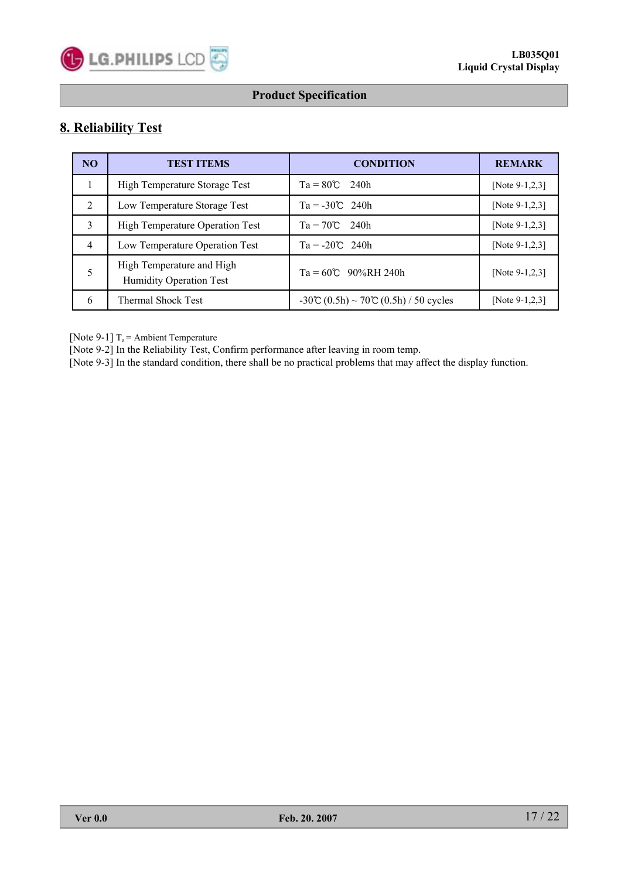**Product Specification**

## 8. Reliability Test

| NO | TEST ITEMS | CONDITION | REMARK |
|---|---|---|---|
| 1 | High Temperature Storage Test | Ta = 80℃ 240h | [Note 9-1,2,3] |
| 2 | Low Temperature Storage Test | Ta = -30℃ 240h | [Note 9-1,2,3] |
| 3 | High Temperature Operation Test | Ta = 70℃ 240h | [Note 9-1,2,3] |
| 4 | Low Temperature Operation Test | Ta = -20℃ 240h | [Note 9-1,2,3] |
| 5 | High Temperature and High Humidity Operation Test | Ta = 60℃ 90%RH 240h | [Note 9-1,2,3] |
| 6 | Thermal Shock Test | -30℃ (0.5h) ~ 70℃ (0.5h) / 50 cycles | [Note 9-1,2,3] |

[Note 9-1] $T_a$ = Ambient Temperature
[Note 9-2] In the Reliability Test, Confirm performance after leaving in room temp.
[Note 9-3] In the standard condition, there shall be no practical problems that may affect the display function.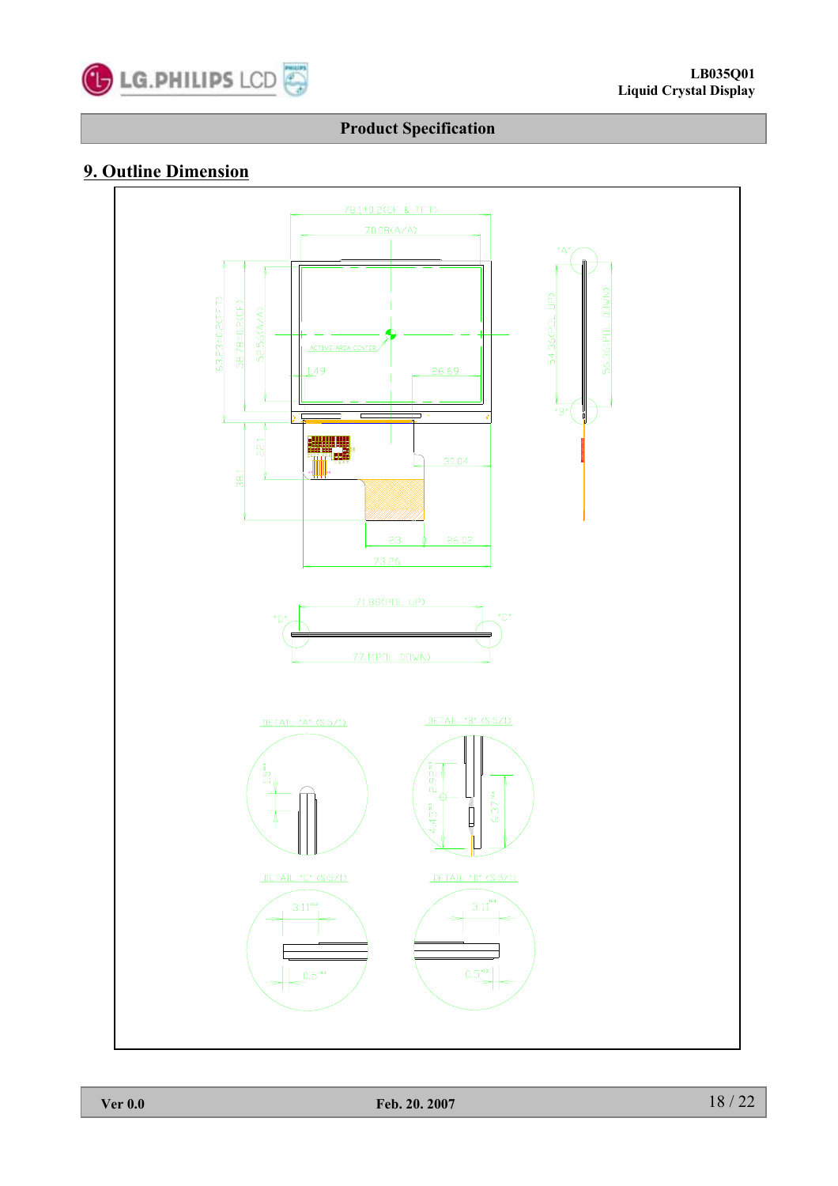## 9. Outline Dimension

78.1±0.2(CF & TFT)

70.08(A/A)

"A"

63.83±0.2(TFT)

58.78±0.2(CF)

52.56(A/A)

ACTIVE AREA CENTER

1.49

26.69

54.36(POL UP)

56.36(POL DOWN)

"B"

22.1

38.1

30.04

8.3

26.02

73.26

71.88(POL UP)

"D"

"C"

77.1(POL DOWN)

DETAIL "A" (S:5/1)

DETAIL "B" (S:5/1)

DETAIL "C" (S:5/1)

DETAIL "D" (S:5/1)

3.11

0.5

3.11

0.5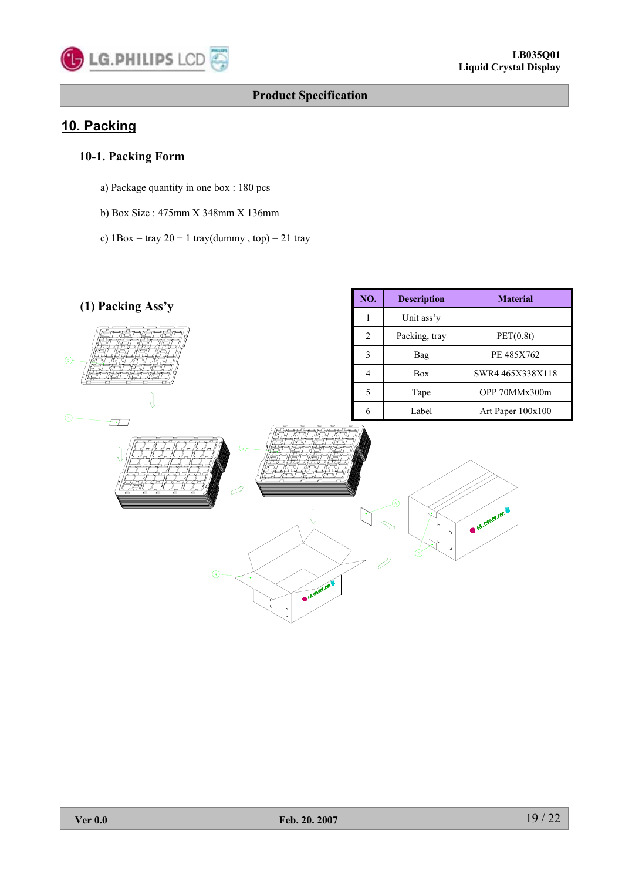## 10. Packing

### 10-1. Packing Form

a) Package quantity in one box : 180 pcs

b) Box Size : 475mm X 348mm X 136mm

c) 1Box = tray 20 + 1 tray(dummy , top) = 21 tray

### (1) Packing Ass'y

| NO. | Description | Material |
|---|---|---|
| 1 | Unit ass'y | |
| 2 | Packing, tray | PET(0.8t) |
| 3 | Bag | PE 485X762 |
| 4 | Box | SWR4 465X338X118 |
| 5 | Tape | OPP 70MMx300m |
| 6 | Label | Art Paper 100x100 |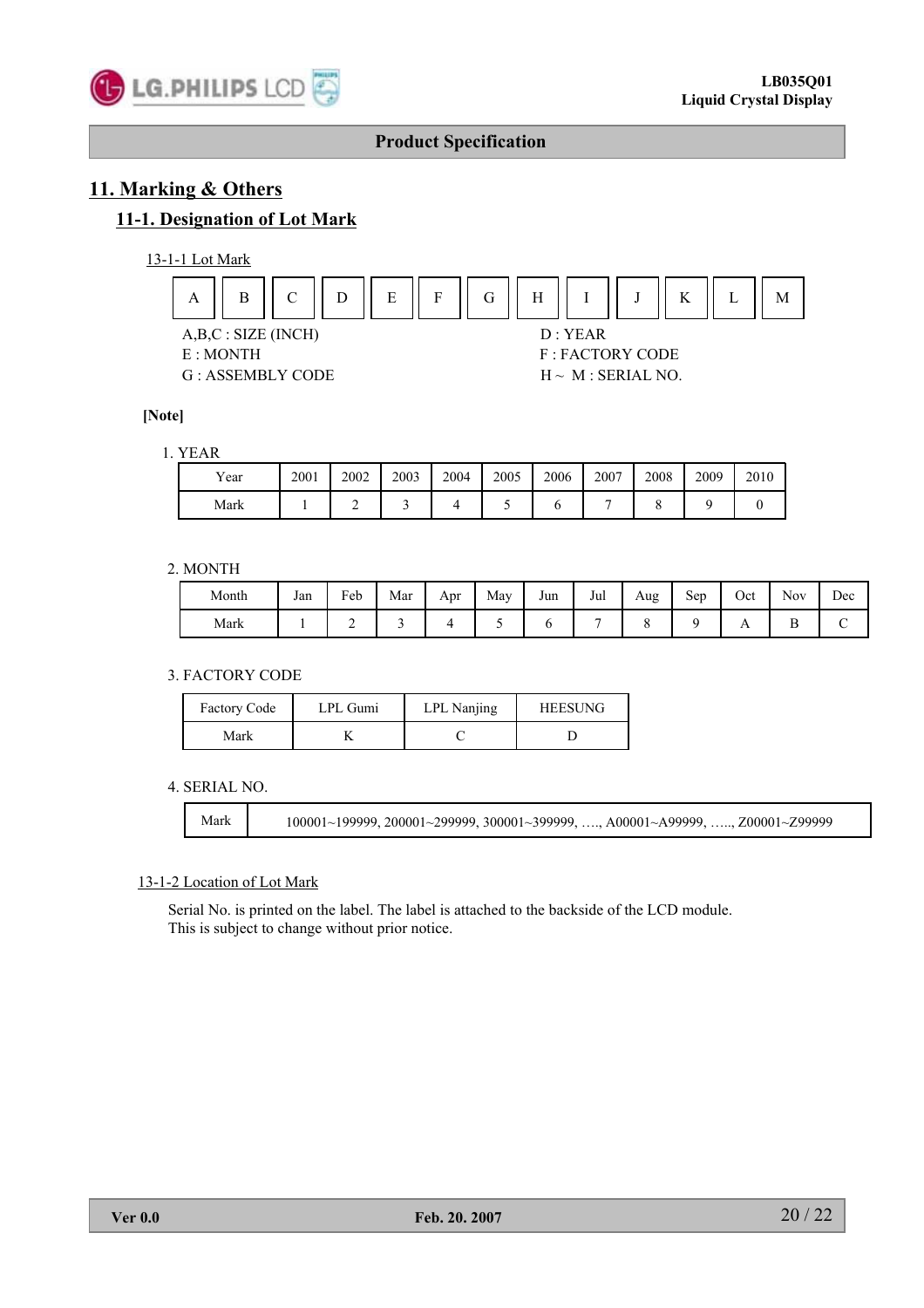# 11. Marking & Others

## 11-1. Designation of Lot Mark

13-1-1 Lot Mark

| A | B | C | D | E | F | G | H | I | J | K | L | M |
|---|---|---|---|---|---|---|---|---|---|---|---|---|

A,B,C : SIZE (INCH)
E : MONTH
G : ASSEMBLY CODE

D : YEAR
F : FACTORY CODE
H ~ M : SERIAL NO.

**[Note]**

1. YEAR

| Year | 2001 | 2002 | 2003 | 2004 | 2005 | 2006 | 2007 | 2008 | 2009 | 2010 |
|---|---|---|---|---|---|---|---|---|---|---|
| Mark | 1 | 2 | 3 | 4 | 5 | 6 | 7 | 8 | 9 | 0 |

2. MONTH

| Month | Jan | Feb | Mar | Apr | May | Jun | Jul | Aug | Sep | Oct | Nov | Dec |
|---|---|---|---|---|---|---|---|---|---|---|---|---|
| Mark | 1 | 2 | 3 | 4 | 5 | 6 | 7 | 8 | 9 | A | B | C |

3. FACTORY CODE

| Factory Code | LPL Gumi | LPL Nanjing | HEESUNG |
|---|---|---|---|
| Mark | K | C | D |

4. SERIAL NO.

| Mark | 100001~199999, 200001~299999, 300001~399999, …., A00001~A99999, ….., Z00001~Z99999 |
|---|---|

13-1-2 Location of Lot Mark

Serial No. is printed on the label. The label is attached to the backside of the LCD module.
This is subject to change without prior notice.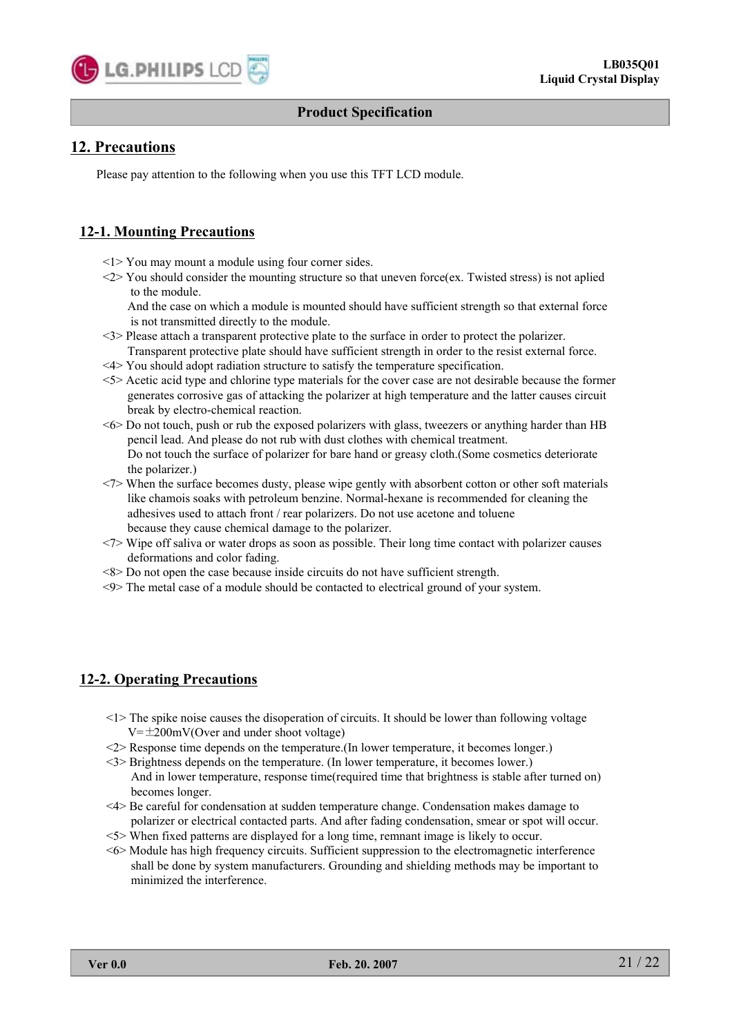## 12. Precautions

Please pay attention to the following when you use this TFT LCD module.

### 12-1. Mounting Precautions

<1> You may mount a module using four corner sides.
<2> You should consider the mounting structure so that uneven force(ex. Twisted stress) is not aplied to the module.
And the case on which a module is mounted should have sufficient strength so that external force is not transmitted directly to the module.
<3> Please attach a transparent protective plate to the surface in order to protect the polarizer.
Transparent protective plate should have sufficient strength in order to the resist external force.
<4> You should adopt radiation structure to satisfy the temperature specification.
<5> Acetic acid type and chlorine type materials for the cover case are not desirable because the former generates corrosive gas of attacking the polarizer at high temperature and the latter causes circuit break by electro-chemical reaction.
<6> Do not touch, push or rub the exposed polarizers with glass, tweezers or anything harder than HB pencil lead. And please do not rub with dust clothes with chemical treatment.
Do not touch the surface of polarizer for bare hand or greasy cloth.(Some cosmetics deteriorate the polarizer.)
<7> When the surface becomes dusty, please wipe gently with absorbent cotton or other soft materials like chamois soaks with petroleum benzine. Normal-hexane is recommended for cleaning the adhesives used to attach front / rear polarizers. Do not use acetone and toluene because they cause chemical damage to the polarizer.
<7> Wipe off saliva or water drops as soon as possible. Their long time contact with polarizer causes deformations and color fading.
<8> Do not open the case because inside circuits do not have sufficient strength.
<9> The metal case of a module should be contacted to electrical ground of your system.

### 12-2. Operating Precautions

<1> The spike noise causes the disoperation of circuits. It should be lower than following voltage
V=±200mV(Over and under shoot voltage)
<2> Response time depends on the temperature.(In lower temperature, it becomes longer.)
<3> Brightness depends on the temperature. (In lower temperature, it becomes lower.)
And in lower temperature, response time(required time that brightness is stable after turned on) becomes longer.
<4> Be careful for condensation at sudden temperature change. Condensation makes damage to polarizer or electrical contacted parts. And after fading condensation, smear or spot will occur.
<5> When fixed patterns are displayed for a long time, remnant image is likely to occur.
<6> Module has high frequency circuits. Sufficient suppression to the electromagnetic interference shall be done by system manufacturers. Grounding and shielding methods may be important to minimized the interference.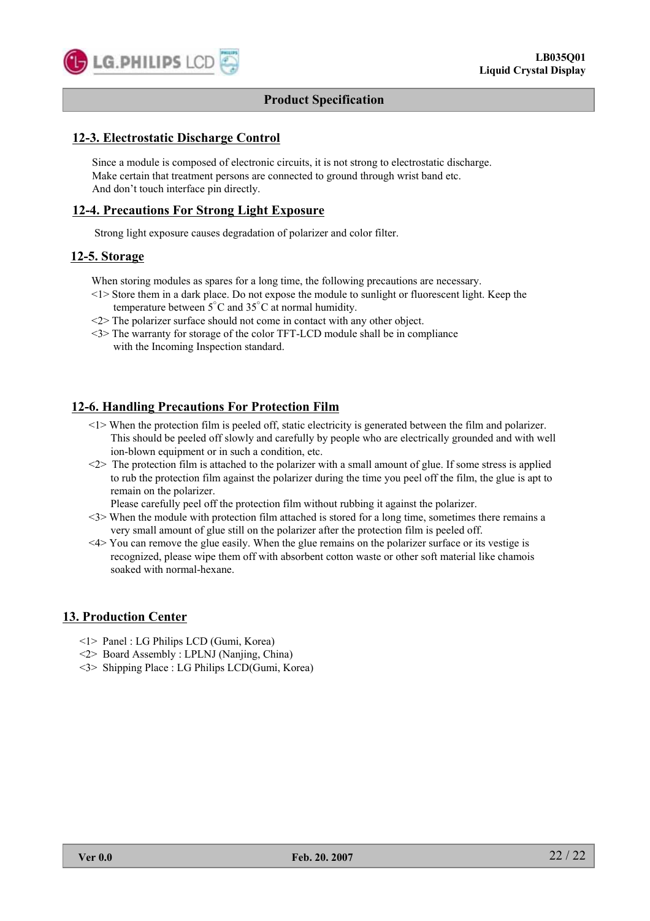## 12-3. Electrostatic Discharge Control

Since a module is composed of electronic circuits, it is not strong to electrostatic discharge.
Make certain that treatment persons are connected to ground through wrist band etc.
And don't touch interface pin directly.

## 12-4. Precautions For Strong Light Exposure

Strong light exposure causes degradation of polarizer and color filter.

## 12-5. Storage

When storing modules as spares for a long time, the following precautions are necessary.

<1> Store them in a dark place. Do not expose the module to sunlight or fluorescent light. Keep the temperature between 5°C and 35°C at normal humidity.
<2> The polarizer surface should not come in contact with any other object.
<3> The warranty for storage of the color TFT-LCD module shall be in compliance with the Incoming Inspection standard.

## 12-6. Handling Precautions For Protection Film

<1> When the protection film is peeled off, static electricity is generated between the film and polarizer. This should be peeled off slowly and carefully by people who are electrically grounded and with well ion-blown equipment or in such a condition, etc.
<2> The protection film is attached to the polarizer with a small amount of glue. If some stress is applied to rub the protection film against the polarizer during the time you peel off the film, the glue is apt to remain on the polarizer.
Please carefully peel off the protection film without rubbing it against the polarizer.
<3> When the module with protection film attached is stored for a long time, sometimes there remains a very small amount of glue still on the polarizer after the protection film is peeled off.
<4> You can remove the glue easily. When the glue remains on the polarizer surface or its vestige is recognized, please wipe them off with absorbent cotton waste or other soft material like chamois soaked with normal-hexane.

# 13. Production Center

<1> Panel : LG Philips LCD (Gumi, Korea)
<2> Board Assembly : LPLNJ (Nanjing, China)
<3> Shipping Place : LG Philips LCD(Gumi, Korea)